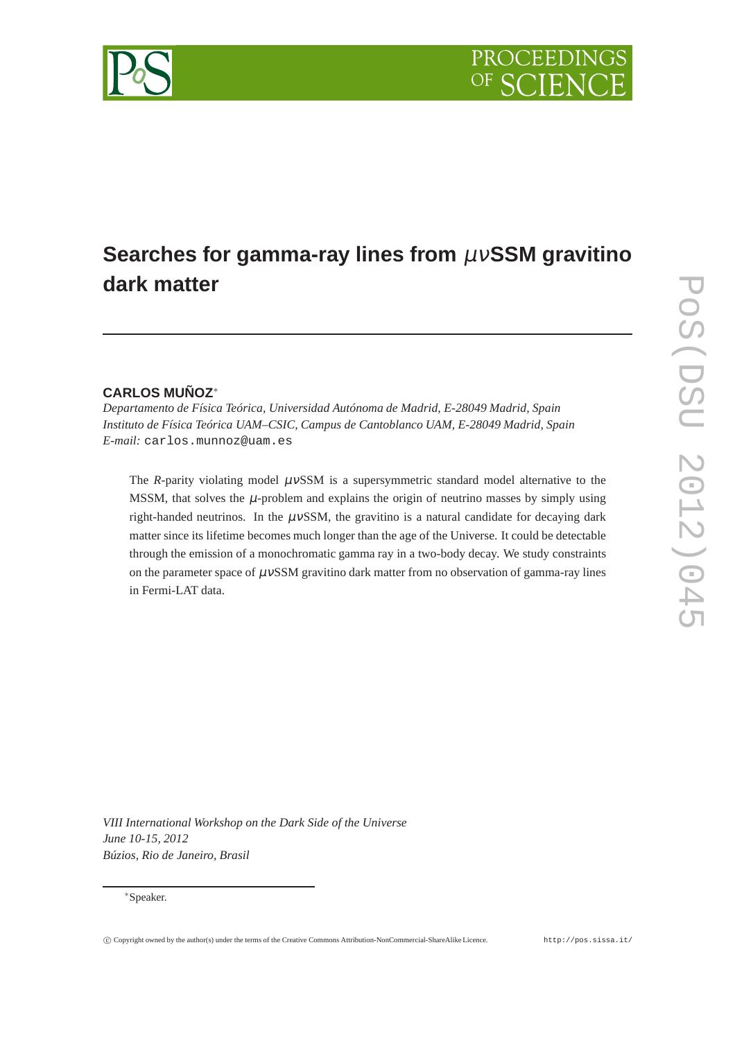# Searches for gamma-ray lines from $\mu\nu$SSM gravitino dark matter

**CARLOS MUÑOZ**[*]

*Departamento de Física Teórica, Universidad Autónoma de Madrid, E-28049 Madrid, Spain*
*Instituto de Física Teórica UAM–CSIC, Campus de Cantoblanco UAM, E-28049 Madrid, Spain*
*E-mail:* carlos.munnoz@uam.es

The *R*-parity violating model $\mu\nu$SSM is a supersymmetric standard model alternative to the MSSM, that solves the $\mu$-problem and explains the origin of neutrino masses by simply using right-handed neutrinos. In the $\mu\nu$SSM, the gravitino is a natural candidate for decaying dark matter since its lifetime becomes much longer than the age of the Universe. It could be detectable through the emission of a monochromatic gamma ray in a two-body decay. We study constraints on the parameter space of $\mu\nu$SSM gravitino dark matter from no observation of gamma-ray lines in Fermi-LAT data.

*VIII International Workshop on the Dark Side of the Universe*
*June 10-15, 2012*
*Búzios, Rio de Janeiro, Brasil*

[*]Speaker.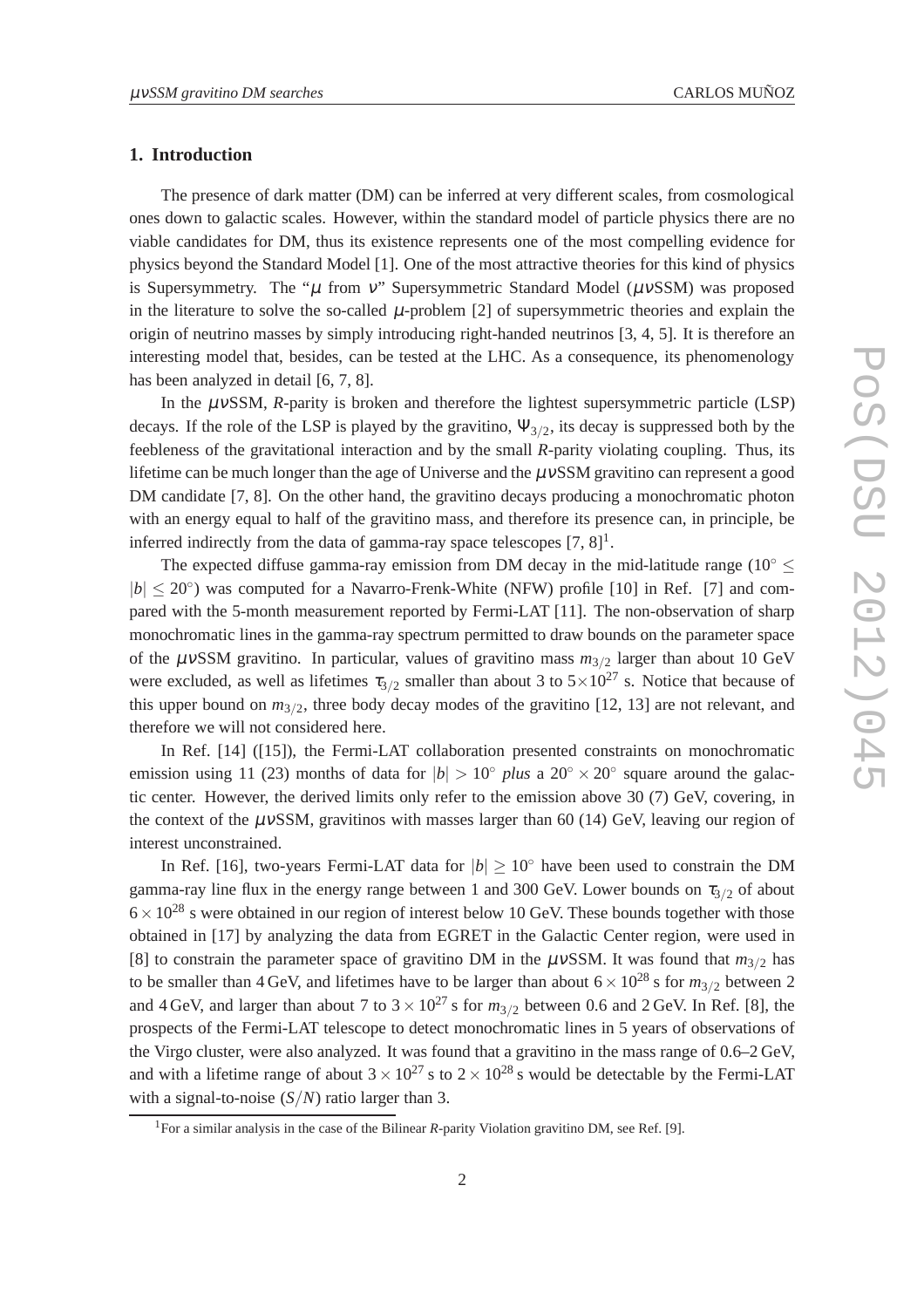## 1. Introduction

The presence of dark matter (DM) can be inferred at very different scales, from cosmological ones down to galactic scales. However, within the standard model of particle physics there are no viable candidates for DM, thus its existence represents one of the most compelling evidence for physics beyond the Standard Model [1]. One of the most attractive theories for this kind of physics is Supersymmetry. The "$\mu$ from $\nu$" Supersymmetric Standard Model ($\mu\nu$SSM) was proposed in the literature to solve the so-called $\mu$-problem [2] of supersymmetric theories and explain the origin of neutrino masses by simply introducing right-handed neutrinos [3, 4, 5]. It is therefore an interesting model that, besides, can be tested at the LHC. As a consequence, its phenomenology has been analyzed in detail [6, 7, 8].

In the $\mu\nu$SSM, *R*-parity is broken and therefore the lightest supersymmetric particle (LSP) decays. If the role of the LSP is played by the gravitino, $\Psi_{3/2}$, its decay is suppressed both by the feebleness of the gravitational interaction and by the small *R*-parity violating coupling. Thus, its lifetime can be much longer than the age of Universe and the $\mu\nu$SSM gravitino can represent a good DM candidate [7, 8]. On the other hand, the gravitino decays producing a monochromatic photon with an energy equal to half of the gravitino mass, and therefore its presence can, in principle, be inferred indirectly from the data of gamma-ray space telescopes [7, 8][1].

The expected diffuse gamma-ray emission from DM decay in the mid-latitude range ($10^\circ \leq |b| \leq 20^\circ$) was computed for a Navarro-Frenk-White (NFW) profile [10] in Ref. [7] and compared with the 5-month measurement reported by Fermi-LAT [11]. The non-observation of sharp monochromatic lines in the gamma-ray spectrum permitted to draw bounds on the parameter space of the $\mu\nu$SSM gravitino. In particular, values of gravitino mass $m_{3/2}$ larger than about 10 GeV were excluded, as well as lifetimes $\tau_{3/2}$ smaller than about 3 to $5\times10^{27}$ s. Notice that because of this upper bound on $m_{3/2}$, three body decay modes of the gravitino [12, 13] are not relevant, and therefore we will not considered here.

In Ref. [14] ([15]), the Fermi-LAT collaboration presented constraints on monochromatic emission using 11 (23) months of data for $|b| > 10^\circ$ *plus* a $20^\circ \times 20^\circ$ square around the galactic center. However, the derived limits only refer to the emission above 30 (7) GeV, covering, in the context of the $\mu\nu$SSM, gravitinos with masses larger than 60 (14) GeV, leaving our region of interest unconstrained.

In Ref. [16], two-years Fermi-LAT data for $|b| \geq 10^\circ$ have been used to constrain the DM gamma-ray line flux in the energy range between 1 and 300 GeV. Lower bounds on $\tau_{3/2}$ of about $6\times10^{28}$ s were obtained in our region of interest below 10 GeV. These bounds together with those obtained in [17] by analyzing the data from EGRET in the Galactic Center region, were used in [8] to constrain the parameter space of gravitino DM in the $\mu\nu$SSM. It was found that $m_{3/2}$ has to be smaller than 4 GeV, and lifetimes have to be larger than about $6\times10^{28}$ s for $m_{3/2}$ between 2 and 4 GeV, and larger than about 7 to $3\times10^{27}$ s for $m_{3/2}$ between 0.6 and 2 GeV. In Ref. [8], the prospects of the Fermi-LAT telescope to detect monochromatic lines in 5 years of observations of the Virgo cluster, were also analyzed. It was found that a gravitino in the mass range of 0.6–2 GeV, and with a lifetime range of about $3\times10^{27}$ s to $2\times10^{28}$ s would be detectable by the Fermi-LAT with a signal-to-noise ($S/N$) ratio larger than 3.

[1] For a similar analysis in the case of the Bilinear *R*-parity Violation gravitino DM, see Ref. [9].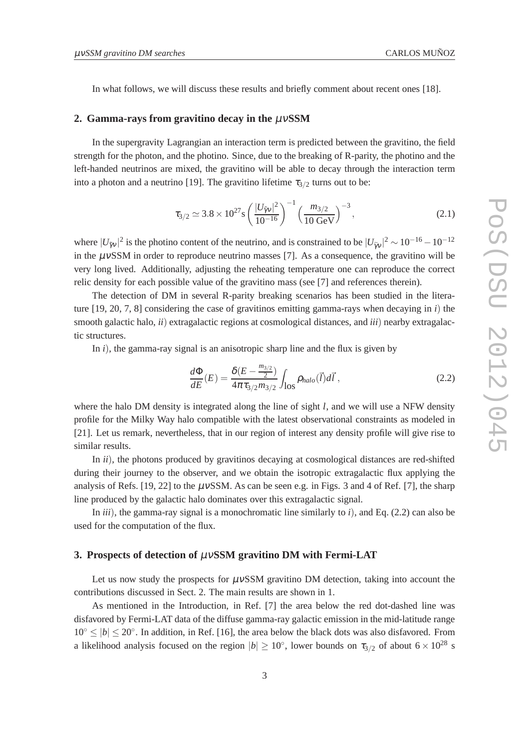In what follows, we will discuss these results and briefly comment about recent ones [18].

## 2. Gamma-rays from gravitino decay in the $\mu\nu$SSM

In the supergravity Lagrangian an interaction term is predicted between the gravitino, the field strength for the photon, and the photino. Since, due to the breaking of R-parity, the photino and the left-handed neutrinos are mixed, the gravitino will be able to decay through the interaction term into a photon and a neutrino [19]. The gravitino lifetime $\tau_{3/2}$ turns out to be:

$$\tau_{3/2} \simeq 3.8 \times 10^{27}\text{s} \left( \frac{|U_{\tilde{\gamma}\nu}|^2}{10^{-16}} \right)^{-1} \left( \frac{m_{3/2}}{10 \text{ GeV}} \right)^{-3}, \tag{2.1}$$

where $|U_{\tilde{\gamma}\nu}|^2$ is the photino content of the neutrino, and is constrained to be $|U_{\tilde{\gamma}\nu}|^2 \sim 10^{-16} - 10^{-12}$ in the $\mu\nu$SSM in order to reproduce neutrino masses [7]. As a consequence, the gravitino will be very long lived. Additionally, adjusting the reheating temperature one can reproduce the correct relic density for each possible value of the gravitino mass (see [7] and references therein).

The detection of DM in several R-parity breaking scenarios has been studied in the literature [19, 20, 7, 8] considering the case of gravitinos emitting gamma-rays when decaying in *i*) the smooth galactic halo, *ii*) extragalactic regions at cosmological distances, and *iii*) nearby extragalactic structures.

In *i*), the gamma-ray signal is an anisotropic sharp line and the flux is given by

$$\frac{d\Phi}{dE}(E) = \frac{\delta(E - \frac{m_{3/2}}{2})}{4\pi\tau_{3/2} m_{3/2}} \int_{\text{los}} \rho_{halo}(\vec{l}) d\vec{l}\,, \tag{2.2}$$

where the halo DM density is integrated along the line of sight $l$, and we will use a NFW density profile for the Milky Way halo compatible with the latest observational constraints as modeled in [21]. Let us remark, nevertheless, that in our region of interest any density profile will give rise to similar results.

In *ii*), the photons produced by gravitinos decaying at cosmological distances are red-shifted during their journey to the observer, and we obtain the isotropic extragalactic flux applying the analysis of Refs. [19, 22] to the $\mu\nu$SSM. As can be seen e.g. in Figs. 3 and 4 of Ref. [7], the sharp line produced by the galactic halo dominates over this extragalactic signal.

In *iii*), the gamma-ray signal is a monochromatic line similarly to *i*), and Eq. (2.2) can also be used for the computation of the flux.

## 3. Prospects of detection of $\mu\nu$SSM gravitino DM with Fermi-LAT

Let us now study the prospects for $\mu\nu$SSM gravitino DM detection, taking into account the contributions discussed in Sect. 2. The main results are shown in 1.

As mentioned in the Introduction, in Ref. [7] the area below the red dot-dashed line was disfavored by Fermi-LAT data of the diffuse gamma-ray galactic emission in the mid-latitude range $10^\circ \leq |b| \leq 20^\circ$. In addition, in Ref. [16], the area below the black dots was also disfavored. From a likelihood analysis focused on the region $|b| \geq 10^\circ$, lower bounds on $\tau_{3/2}$ of about $6 \times 10^{28}$ s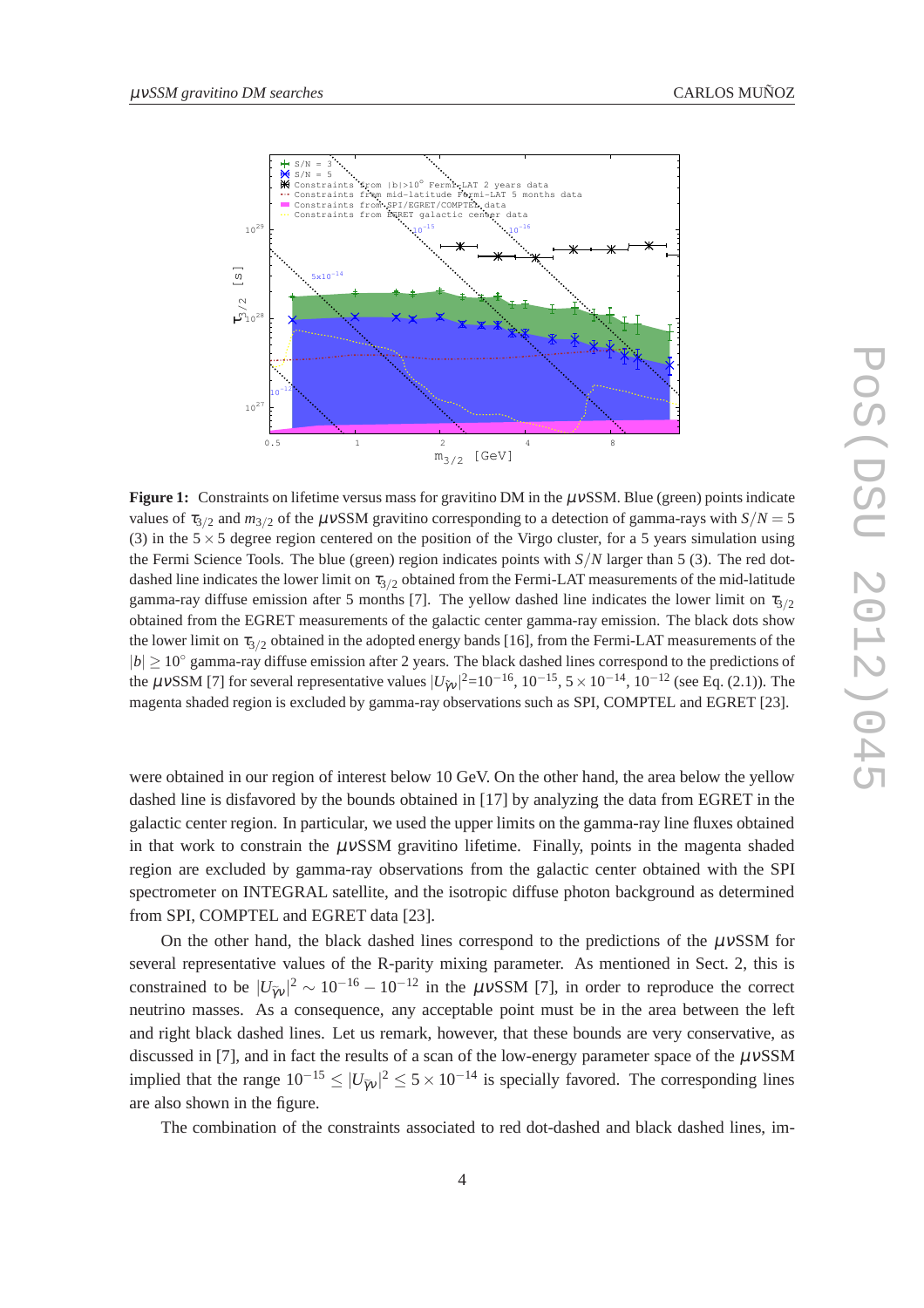**Figure 1:** Constraints on lifetime versus mass for gravitino DM in the $\mu\nu$SSM. Blue (green) points indicate values of $\tau_{3/2}$ and $m_{3/2}$ of the $\mu\nu$SSM gravitino corresponding to a detection of gamma-rays with $S/N = 5$ (3) in the $5\times5$ degree region centered on the position of the Virgo cluster, for a 5 years simulation using the Fermi Science Tools. The blue (green) region indicates points with $S/N$ larger than 5 (3). The red dot-dashed line indicates the lower limit on $\tau_{3/2}$ obtained from the Fermi-LAT measurements of the mid-latitude gamma-ray diffuse emission after 5 months [7]. The yellow dashed line indicates the lower limit on $\tau_{3/2}$ obtained from the EGRET measurements of the galactic center gamma-ray emission. The black dots show the lower limit on $\tau_{3/2}$ obtained in the adopted energy bands [16], from the Fermi-LAT measurements of the $|b| \geq 10^\circ$ gamma-ray diffuse emission after 2 years. The black dashed lines correspond to the predictions of the $\mu\nu$SSM [7] for several representative values $|U_{\tilde{\gamma}\nu}|^2$=$10^{-16}$, $10^{-15}$, $5\times10^{-14}$, $10^{-12}$ (see Eq. (2.1)). The magenta shaded region is excluded by gamma-ray observations such as SPI, COMPTEL and EGRET [23].

were obtained in our region of interest below 10 GeV. On the other hand, the area below the yellow dashed line is disfavored by the bounds obtained in [17] by analyzing the data from EGRET in the galactic center region. In particular, we used the upper limits on the gamma-ray line fluxes obtained in that work to constrain the $\mu\nu$SSM gravitino lifetime. Finally, points in the magenta shaded region are excluded by gamma-ray observations from the galactic center obtained with the SPI spectrometer on INTEGRAL satellite, and the isotropic diffuse photon background as determined from SPI, COMPTEL and EGRET data [23].

On the other hand, the black dashed lines correspond to the predictions of the $\mu\nu$SSM for several representative values of the R-parity mixing parameter. As mentioned in Sect. 2, this is constrained to be $|U_{\tilde{\gamma}\nu}|^2 \sim 10^{-16} - 10^{-12}$ in the $\mu\nu$SSM [7], in order to reproduce the correct neutrino masses. As a consequence, any acceptable point must be in the area between the left and right black dashed lines. Let us remark, however, that these bounds are very conservative, as discussed in [7], and in fact the results of a scan of the low-energy parameter space of the $\mu\nu$SSM implied that the range $10^{-15} \leq |U_{\tilde{\gamma}\nu}|^2 \leq 5\times10^{-14}$ is specially favored. The corresponding lines are also shown in the figure.

The combination of the constraints associated to red dot-dashed and black dashed lines, im-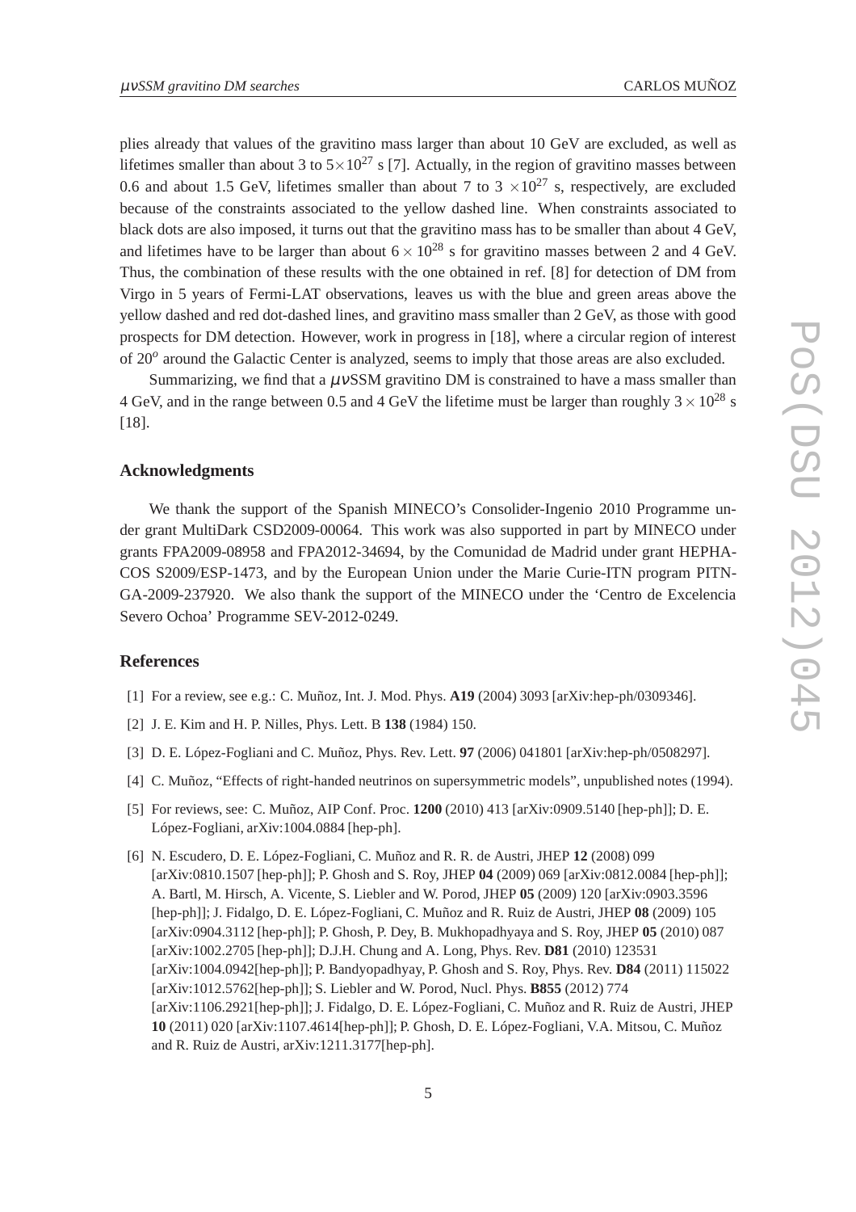plies already that values of the gravitino mass larger than about 10 GeV are excluded, as well as lifetimes smaller than about 3 to $5\times10^{27}$ s [7]. Actually, in the region of gravitino masses between 0.6 and about 1.5 GeV, lifetimes smaller than about 7 to 3 $\times10^{27}$ s, respectively, are excluded because of the constraints associated to the yellow dashed line. When constraints associated to black dots are also imposed, it turns out that the gravitino mass has to be smaller than about 4 GeV, and lifetimes have to be larger than about $6\times10^{28}$ s for gravitino masses between 2 and 4 GeV. Thus, the combination of these results with the one obtained in ref. [8] for detection of DM from Virgo in 5 years of Fermi-LAT observations, leaves us with the blue and green areas above the yellow dashed and red dot-dashed lines, and gravitino mass smaller than 2 GeV, as those with good prospects for DM detection. However, work in progress in [18], where a circular region of interest of $20^o$ around the Galactic Center is analyzed, seems to imply that those areas are also excluded.

Summarizing, we find that a $\mu\nu$SSM gravitino DM is constrained to have a mass smaller than 4 GeV, and in the range between 0.5 and 4 GeV the lifetime must be larger than roughly $3\times10^{28}$ s [18].

## Acknowledgments

We thank the support of the Spanish MINECO's Consolider-Ingenio 2010 Programme under grant MultiDark CSD2009-00064. This work was also supported in part by MINECO under grants FPA2009-08958 and FPA2012-34694, by the Comunidad de Madrid under grant HEPHACOS S2009/ESP-1473, and by the European Union under the Marie Curie-ITN program PITN-GA-2009-237920. We also thank the support of the MINECO under the 'Centro de Excelencia Severo Ochoa' Programme SEV-2012-0249.

## References

[1] For a review, see e.g.: C. Muñoz, Int. J. Mod. Phys. **A19** (2004) 3093 [arXiv:hep-ph/0309346].

[2] J. E. Kim and H. P. Nilles, Phys. Lett. B **138** (1984) 150.

[3] D. E. López-Fogliani and C. Muñoz, Phys. Rev. Lett. **97** (2006) 041801 [arXiv:hep-ph/0508297].

[4] C. Muñoz, "Effects of right-handed neutrinos on supersymmetric models", unpublished notes (1994).

[5] For reviews, see: C. Muñoz, AIP Conf. Proc. **1200** (2010) 413 [arXiv:0909.5140 [hep-ph]]; D. E. López-Fogliani, arXiv:1004.0884 [hep-ph].

[6] N. Escudero, D. E. López-Fogliani, C. Muñoz and R. R. de Austri, JHEP **12** (2008) 099 [arXiv:0810.1507 [hep-ph]]; P. Ghosh and S. Roy, JHEP **04** (2009) 069 [arXiv:0812.0084 [hep-ph]]; A. Bartl, M. Hirsch, A. Vicente, S. Liebler and W. Porod, JHEP **05** (2009) 120 [arXiv:0903.3596 [hep-ph]]; J. Fidalgo, D. E. López-Fogliani, C. Muñoz and R. Ruiz de Austri, JHEP **08** (2009) 105 [arXiv:0904.3112 [hep-ph]]; P. Ghosh, P. Dey, B. Mukhopadhyaya and S. Roy, JHEP **05** (2010) 087 [arXiv:1002.2705 [hep-ph]]; D.J.H. Chung and A. Long, Phys. Rev. **D81** (2010) 123531 [arXiv:1004.0942[hep-ph]]; P. Bandyopadhyay, P. Ghosh and S. Roy, Phys. Rev. **D84** (2011) 115022 [arXiv:1012.5762[hep-ph]]; S. Liebler and W. Porod, Nucl. Phys. **B855** (2012) 774 [arXiv:1106.2921[hep-ph]]; J. Fidalgo, D. E. López-Fogliani, C. Muñoz and R. Ruiz de Austri, JHEP **10** (2011) 020 [arXiv:1107.4614[hep-ph]]; P. Ghosh, D. E. López-Fogliani, V.A. Mitsou, C. Muñoz and R. Ruiz de Austri, arXiv:1211.3177[hep-ph].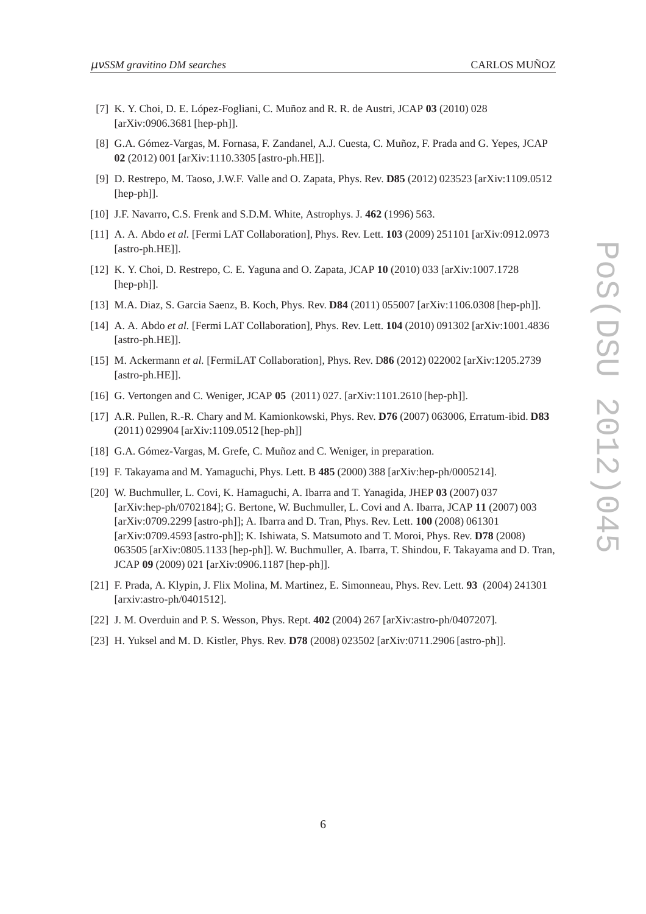[7] K. Y. Choi, D. E. López-Fogliani, C. Muñoz and R. R. de Austri, JCAP **03** (2010) 028 [arXiv:0906.3681 [hep-ph]].

[8] G.A. Gómez-Vargas, M. Fornasa, F. Zandanel, A.J. Cuesta, C. Muñoz, F. Prada and G. Yepes, JCAP **02** (2012) 001 [arXiv:1110.3305 [astro-ph.HE]].

[9] D. Restrepo, M. Taoso, J.W.F. Valle and O. Zapata, Phys. Rev. **D85** (2012) 023523 [arXiv:1109.0512 [hep-ph]].

[10] J.F. Navarro, C.S. Frenk and S.D.M. White, Astrophys. J. **462** (1996) 563.

[11] A. A. Abdo *et al.* [Fermi LAT Collaboration], Phys. Rev. Lett. **103** (2009) 251101 [arXiv:0912.0973 [astro-ph.HE]].

[12] K. Y. Choi, D. Restrepo, C. E. Yaguna and O. Zapata, JCAP **10** (2010) 033 [arXiv:1007.1728 [hep-ph]].

[13] M.A. Diaz, S. Garcia Saenz, B. Koch, Phys. Rev. **D84** (2011) 055007 [arXiv:1106.0308 [hep-ph]].

[14] A. A. Abdo *et al.* [Fermi LAT Collaboration], Phys. Rev. Lett. **104** (2010) 091302 [arXiv:1001.4836 [astro-ph.HE]].

[15] M. Ackermann *et al.* [FermiLAT Collaboration], Phys. Rev. D**86** (2012) 022002 [arXiv:1205.2739 [astro-ph.HE]].

[16] G. Vertongen and C. Weniger, JCAP **05** (2011) 027. [arXiv:1101.2610 [hep-ph]].

[17] A.R. Pullen, R.-R. Chary and M. Kamionkowski, Phys. Rev. **D76** (2007) 063006, Erratum-ibid. **D83** (2011) 029904 [arXiv:1109.0512 [hep-ph]]

[18] G.A. Gómez-Vargas, M. Grefe, C. Muñoz and C. Weniger, in preparation.

[19] F. Takayama and M. Yamaguchi, Phys. Lett. B **485** (2000) 388 [arXiv:hep-ph/0005214].

[20] W. Buchmuller, L. Covi, K. Hamaguchi, A. Ibarra and T. Yanagida, JHEP **03** (2007) 037 [arXiv:hep-ph/0702184]; G. Bertone, W. Buchmuller, L. Covi and A. Ibarra, JCAP **11** (2007) 003 [arXiv:0709.2299 [astro-ph]]; A. Ibarra and D. Tran, Phys. Rev. Lett. **100** (2008) 061301 [arXiv:0709.4593 [astro-ph]]; K. Ishiwata, S. Matsumoto and T. Moroi, Phys. Rev. **D78** (2008) 063505 [arXiv:0805.1133 [hep-ph]]. W. Buchmuller, A. Ibarra, T. Shindou, F. Takayama and D. Tran, JCAP **09** (2009) 021 [arXiv:0906.1187 [hep-ph]].

[21] F. Prada, A. Klypin, J. Flix Molina, M. Martinez, E. Simonneau, Phys. Rev. Lett. **93** (2004) 241301 [arxiv:astro-ph/0401512].

[22] J. M. Overduin and P. S. Wesson, Phys. Rept. **402** (2004) 267 [arXiv:astro-ph/0407207].

[23] H. Yuksel and M. D. Kistler, Phys. Rev. **D78** (2008) 023502 [arXiv:0711.2906 [astro-ph]].